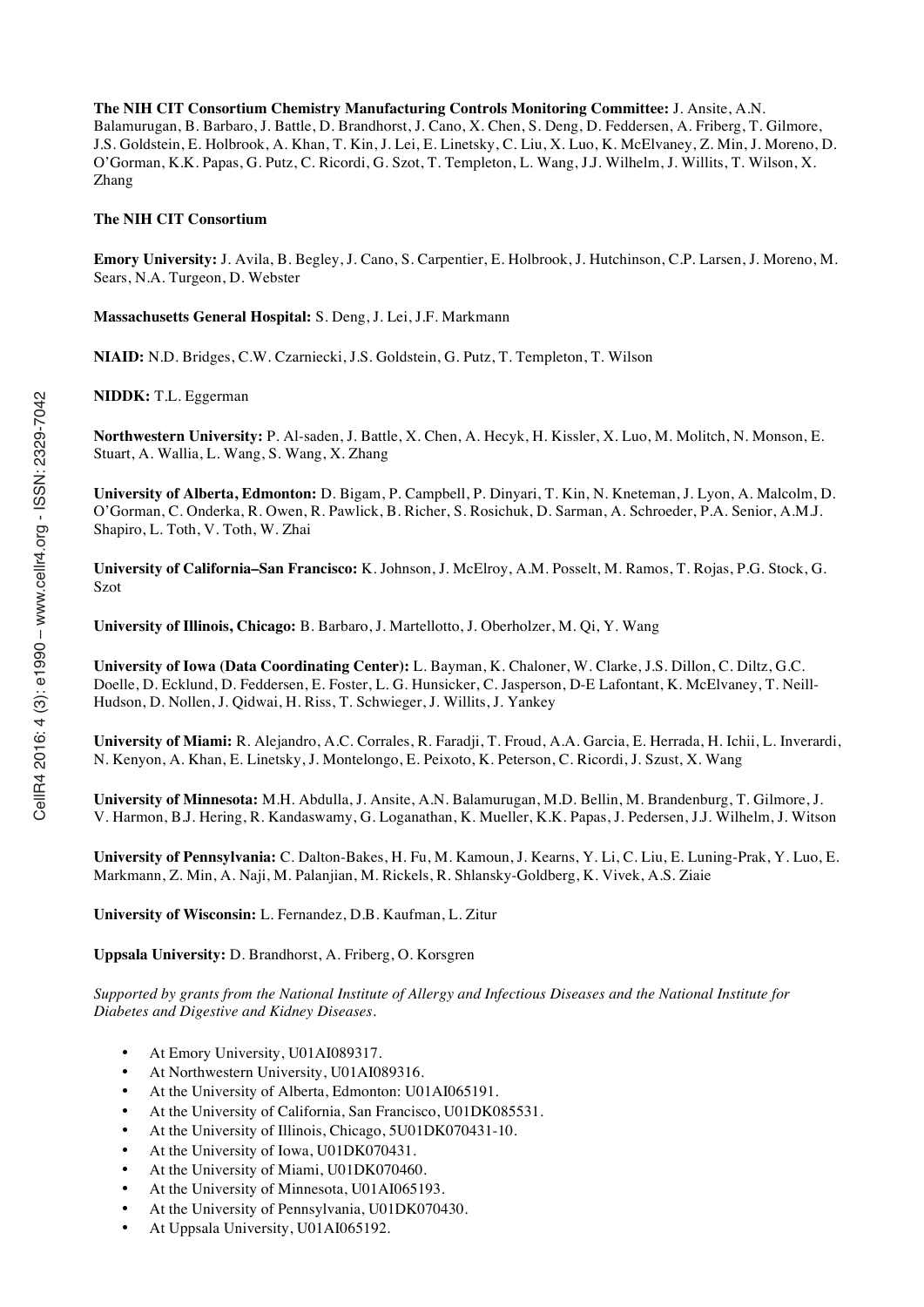**The NIH CIT Consortium Chemistry Manufacturing Controls Monitoring Committee:** J. Ansite, A.N. Balamurugan, B. Barbaro, J. Battle, D. Brandhorst, J. Cano, X. Chen, S. Deng, D. Feddersen, A. Friberg, T. Gilmore, J.S. Goldstein, E. Holbrook, A. Khan, T. Kin, J. Lei, E. Linetsky, C. Liu, X. Luo, K. McElvaney, Z. Min, J. Moreno, D. O'Gorman, K.K. Papas, G. Putz, C. Ricordi, G. Szot, T. Templeton, L. Wang, J.J. Wilhelm, J. Willits, T. Wilson, X. Zhang

**The NIH CIT Consortium**

**Emory University:** J. Avila, B. Begley, J. Cano, S. Carpentier, E. Holbrook, J. Hutchinson, C.P. Larsen, J. Moreno, M. Sears, N.A. Turgeon, D. Webster

**Massachusetts General Hospital:** S. Deng, J. Lei, J.F. Markmann

**NIAID:** N.D. Bridges, C.W. Czarniecki, J.S. Goldstein, G. Putz, T. Templeton, T. Wilson

**NIDDK:** T.L. Eggerman

**Northwestern University:** P. Al-saden, J. Battle, X. Chen, A. Hecyk, H. Kissler, X. Luo, M. Molitch, N. Monson, E. Stuart, A. Wallia, L. Wang, S. Wang, X. Zhang

**University of Alberta, Edmonton:** D. Bigam, P. Campbell, P. Dinyari, T. Kin, N. Kneteman, J. Lyon, A. Malcolm, D. O'Gorman, C. Onderka, R. Owen, R. Pawlick, B. Richer, S. Rosichuk, D. Sarman, A. Schroeder, P.A. Senior, A.M.J. Shapiro, L. Toth, V. Toth, W. Zhai

**University of California–San Francisco:** K. Johnson, J. McElroy, A.M. Posselt, M. Ramos, T. Rojas, P.G. Stock, G. Szot

**University of Illinois, Chicago:** B. Barbaro, J. Martellotto, J. Oberholzer, M. Qi, Y. Wang

**University of Iowa (Data Coordinating Center):** L. Bayman, K. Chaloner, W. Clarke, J.S. Dillon, C. Diltz, G.C. Doelle, D. Ecklund, D. Feddersen, E. Foster, L. G. Hunsicker, C. Jasperson, D-E Lafontant, K. McElvaney, T. Neill-Hudson, D. Nollen, J. Qidwai, H. Riss, T. Schwieger, J. Willits, J. Yankey

**University of Miami:** R. Alejandro, A.C. Corrales, R. Faradji, T. Froud, A.A. Garcia, E. Herrada, H. Ichii, L. Inverardi, N. Kenyon, A. Khan, E. Linetsky, J. Montelongo, E. Peixoto, K. Peterson, C. Ricordi, J. Szust, X. Wang

**University of Minnesota:** M.H. Abdulla, J. Ansite, A.N. Balamurugan, M.D. Bellin, M. Brandenburg, T. Gilmore, J. V. Harmon, B.J. Hering, R. Kandaswamy, G. Loganathan, K. Mueller, K.K. Papas, J. Pedersen, J.J. Wilhelm, J. Witson

**University of Pennsylvania:** C. Dalton-Bakes, H. Fu, M. Kamoun, J. Kearns, Y. Li, C. Liu, E. Luning-Prak, Y. Luo, E. Markmann, Z. Min, A. Naji, M. Palanjian, M. Rickels, R. Shlansky-Goldberg, K. Vivek, A.S. Ziaie

**University of Wisconsin:** L. Fernandez, D.B. Kaufman, L. Zitur

**Uppsala University:** D. Brandhorst, A. Friberg, O. Korsgren

*Supported by grants from the National Institute of Allergy and Infectious Diseases and the National Institute for Diabetes and Digestive and Kidney Diseases.*

- At Emory University, U01AI089317.
- At Northwestern University, U01AI089316.
- At the University of Alberta, Edmonton: U01AI065191.
- At the University of California, San Francisco, U01DK085531.
- At the University of Illinois, Chicago, 5U01DK070431-10.
- At the University of Iowa, U01DK070431.
- At the University of Miami, U01DK070460.
- At the University of Minnesota, U01AI065193.
- At the University of Pennsylvania, U01DK070430.
- At Uppsala University, U01AI065192.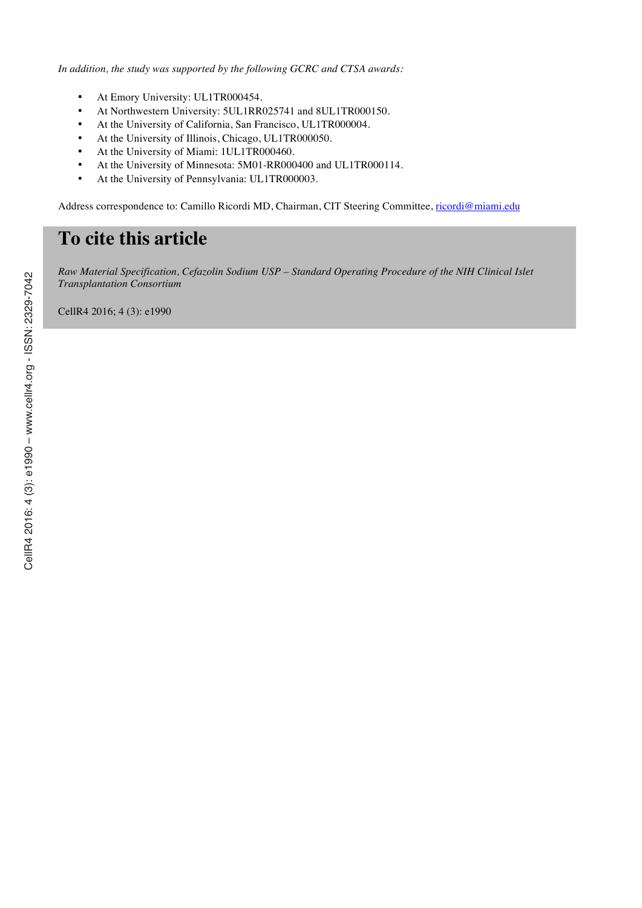*In addition, the study was supported by the following GCRC and CTSA awards:*

- At Emory University: UL1TR000454.
- At Northwestern University: 5UL1RR025741 and 8UL1TR000150.
- At the University of California, San Francisco, UL1TR000004.
- At the University of Illinois, Chicago, UL1TR000050.
- At the University of Miami: 1UL1TR000460.
- At the University of Minnesota: 5M01-RR000400 and UL1TR000114.
- At the University of Pennsylvania: UL1TR000003.

Address correspondence to: Camillo Ricordi MD, Chairman, CIT Steering Committee, ricordi@miami.edu

# To cite this article

*Raw Material Specification, Cefazolin Sodium USP – Standard Operating Procedure of the NIH Clinical Islet Transplantation Consortium*

CellR4 2016; 4 (3): e1990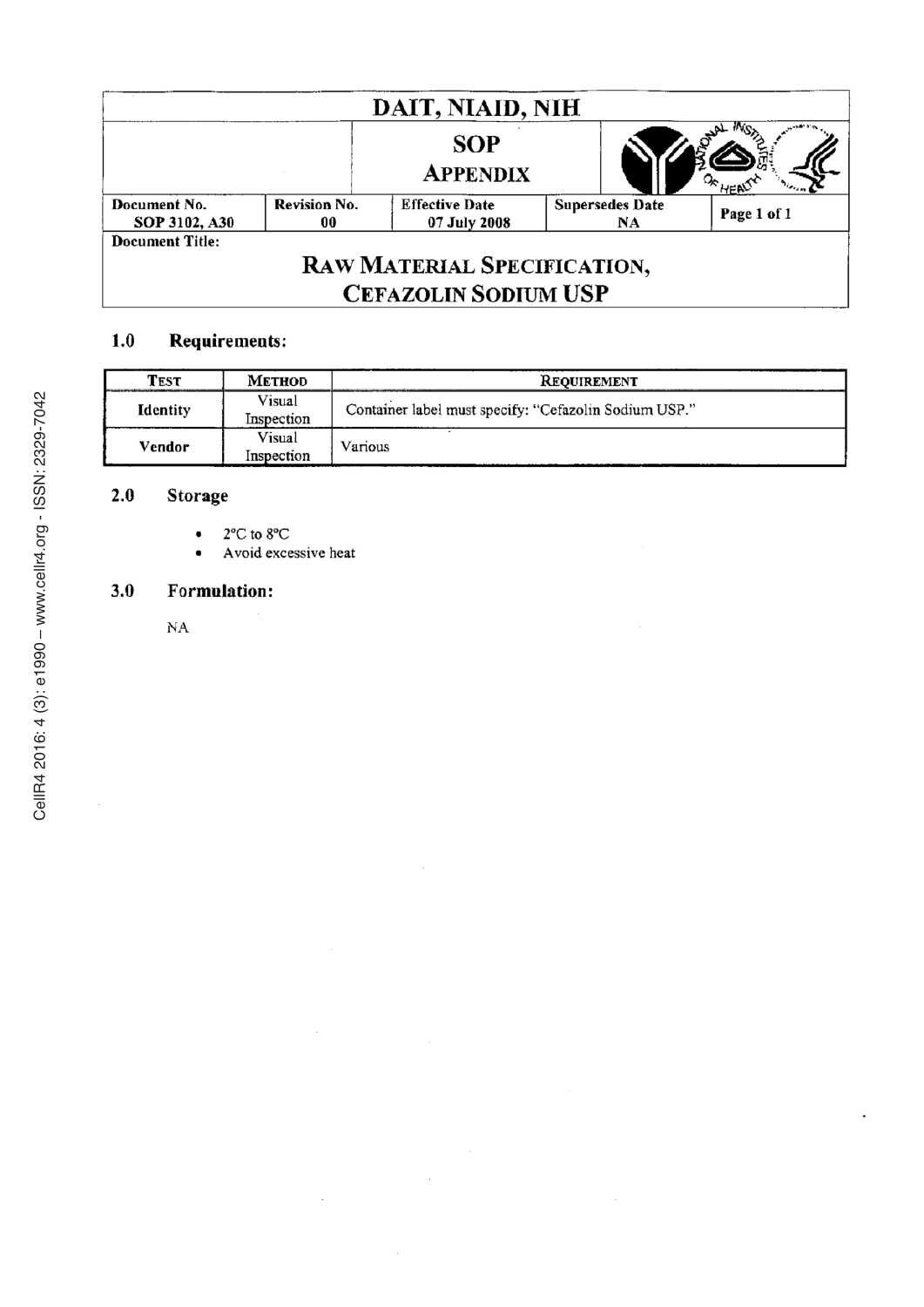| DAIT, NIAID, NIH | | | | |
|---|---|---|---|---|
| | | SOP APPENDIX | | |
| Document No. SOP 3102, A30 | Revision No. 00 | Effective Date 07 July 2008 | Supersedes Date NA | Page 1 of 1 |
| Document Title: RAW MATERIAL SPECIFICATION, CEFAZOLIN SODIUM USP | | | | |

## 1.0 Requirements:

| TEST | METHOD | REQUIREMENT |
|---|---|---|
| **Identity** | Visual Inspection | Container label must specify: "Cefazolin Sodium USP." |
| **Vendor** | Visual Inspection | Various |

## 2.0 Storage

- 2°C to 8°C
- Avoid excessive heat

## 3.0 Formulation:

NA